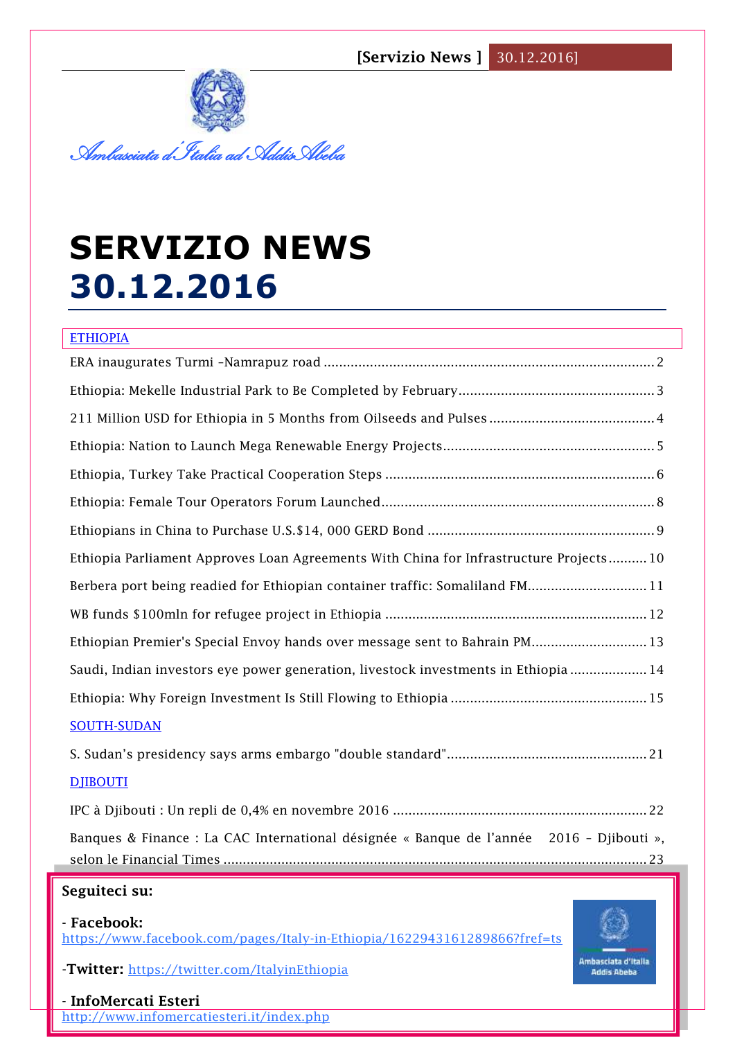[Servizio News ] 30.12.2016]

*Ambasciata d'Italia ad Addis Abeba*

# SERVIZIO NEWS 30.12.2016

ETHIOPIA

ERA inaugurates Turmi –Namrapuz road ........................................ 2

Ethiopia: Mekelle Industrial Park to Be Completed by February ........................................ 3

211 Million USD for Ethiopia in 5 Months from Oilseeds and Pulses ........................................ 4

Ethiopia: Nation to Launch Mega Renewable Energy Projects ........................................ 5

Ethiopia, Turkey Take Practical Cooperation Steps ........................................ 6

Ethiopia: Female Tour Operators Forum Launched ........................................ 8

Ethiopians in China to Purchase U.S.$14, 000 GERD Bond ........................................ 9

Ethiopia Parliament Approves Loan Agreements With China for Infrastructure Projects .......... 10

Berbera port being readied for Ethiopian container traffic: Somaliland FM ........................................ 11

WB funds $100mln for refugee project in Ethiopia ........................................ 12

Ethiopian Premier's Special Envoy hands over message sent to Bahrain PM ........................................ 13

Saudi, Indian investors eye power generation, livestock investments in Ethiopia ........................................ 14

Ethiopia: Why Foreign Investment Is Still Flowing to Ethiopia ........................................ 15

SOUTH-SUDAN

S. Sudan's presidency says arms embargo "double standard" ........................................ 21

DJIBOUTI

IPC à Djibouti : Un repli de 0,4% en novembre 2016 ........................................ 22

Banques & Finance : La CAC International désignée « Banque de l'année 2016 – Djibouti », selon le Financial Times ........................................ 23

**Seguiteci su:**

**- Facebook:** https://www.facebook.com/pages/Italy-in-Ethiopia/1622943161289866?fref=ts

**-Twitter:** https://twitter.com/ItalyinEthiopia

**- InfoMercati Esteri** http://www.infomercatiesteri.it/index.php

Ambasciata d'Italia Addis Abeba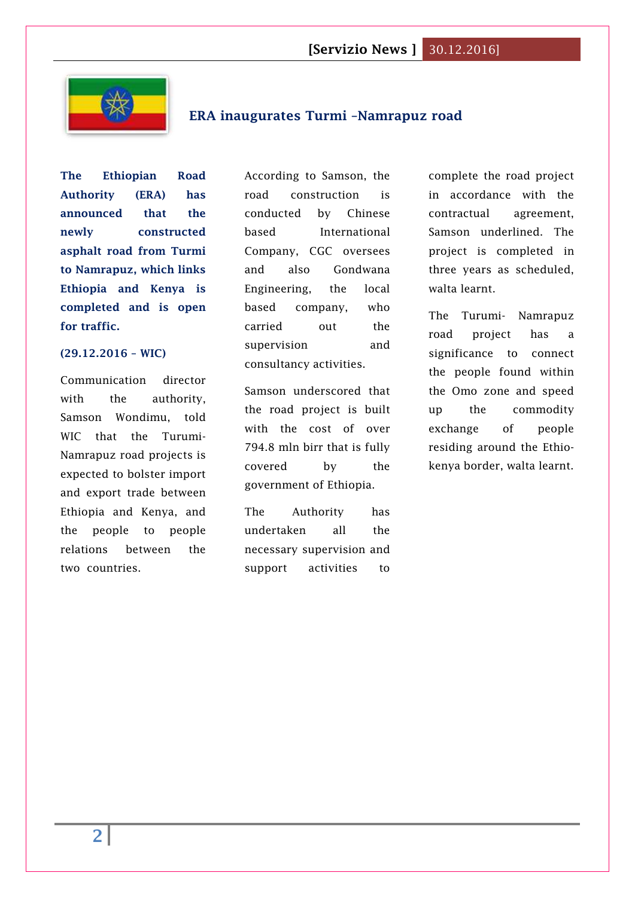## ERA inaugurates Turmi –Namrapuz road

**The Ethiopian Road Authority (ERA) has announced that the newly constructed asphalt road from Turmi to Namrapuz, which links Ethiopia and Kenya is completed and is open for traffic.**

**(29.12.2016 – WIC)**

Communication director with the authority, Samson Wondimu, told WIC that the Turumi-Namrapuz road projects is expected to bolster import and export trade between Ethiopia and Kenya, and the people to people relations between the two countries.

According to Samson, the road construction is conducted by Chinese based International Company, CGC oversees and also Gondwana Engineering, the local based company, who carried out the supervision and consultancy activities.

Samson underscored that the road project is built with the cost of over 794.8 mln birr that is fully covered by the government of Ethiopia.

The Authority has undertaken all the necessary supervision and support activities to complete the road project in accordance with the contractual agreement, Samson underlined. The project is completed in three years as scheduled, walta learnt.

The Turumi- Namrapuz road project has a significance to connect the people found within the Omo zone and speed up the commodity exchange of people residing around the Ethio-kenya border, walta learnt.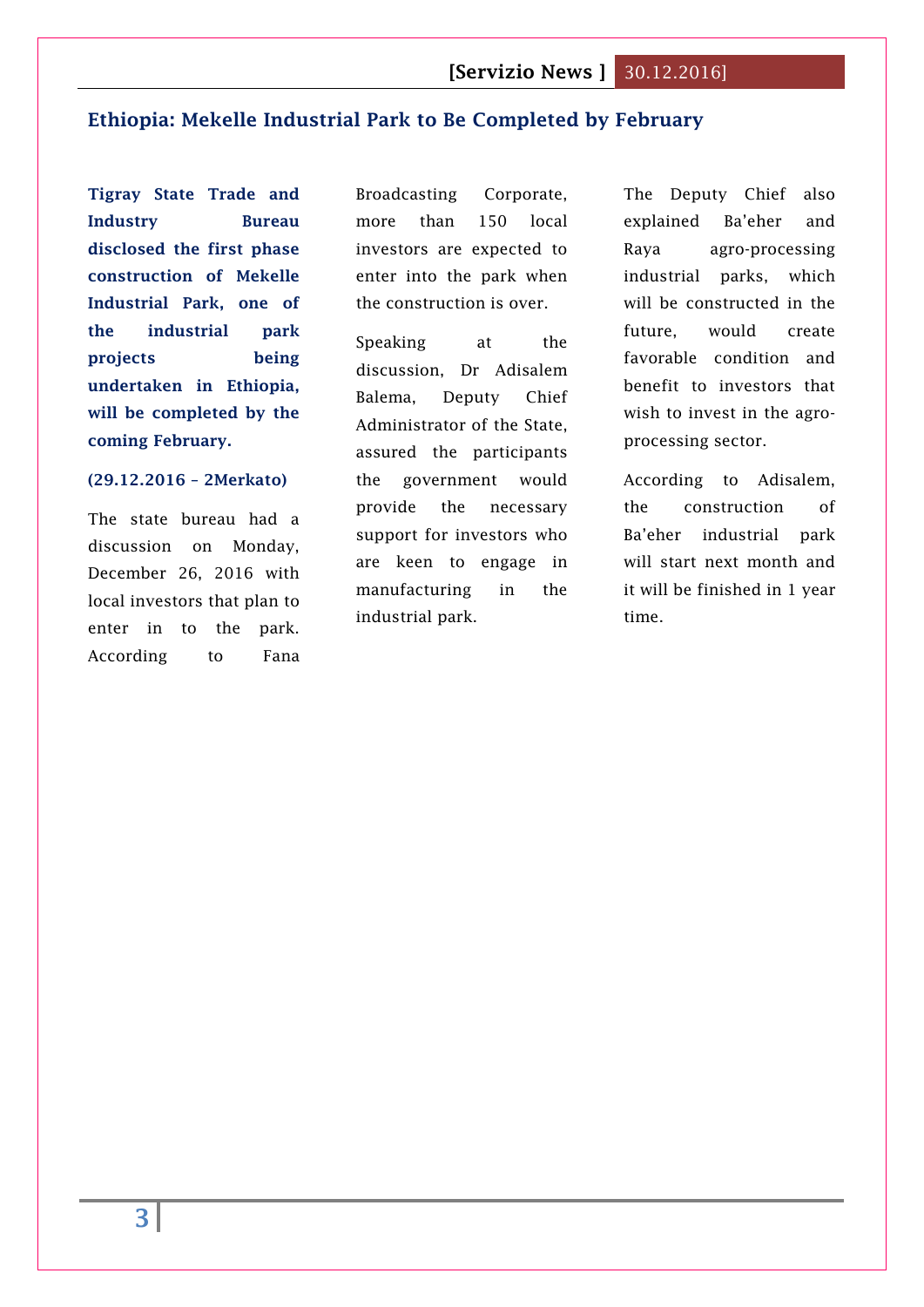## Ethiopia: Mekelle Industrial Park to Be Completed by February

**Tigray State Trade and Industry Bureau disclosed the first phase construction of Mekelle Industrial Park, one of the industrial park projects being undertaken in Ethiopia, will be completed by the coming February.**

**(29.12.2016 – 2Merkato)**

The state bureau had a discussion on Monday, December 26, 2016 with local investors that plan to enter in to the park. According to Fana Broadcasting Corporate, more than 150 local investors are expected to enter into the park when the construction is over.

Speaking at the discussion, Dr Adisalem Balema, Deputy Chief Administrator of the State, assured the participants the government would provide the necessary support for investors who are keen to engage in manufacturing in the industrial park.

The Deputy Chief also explained Ba'eher and Raya agro-processing industrial parks, which will be constructed in the future, would create favorable condition and benefit to investors that wish to invest in the agro-processing sector.

According to Adisalem, the construction of Ba'eher industrial park will start next month and it will be finished in 1 year time.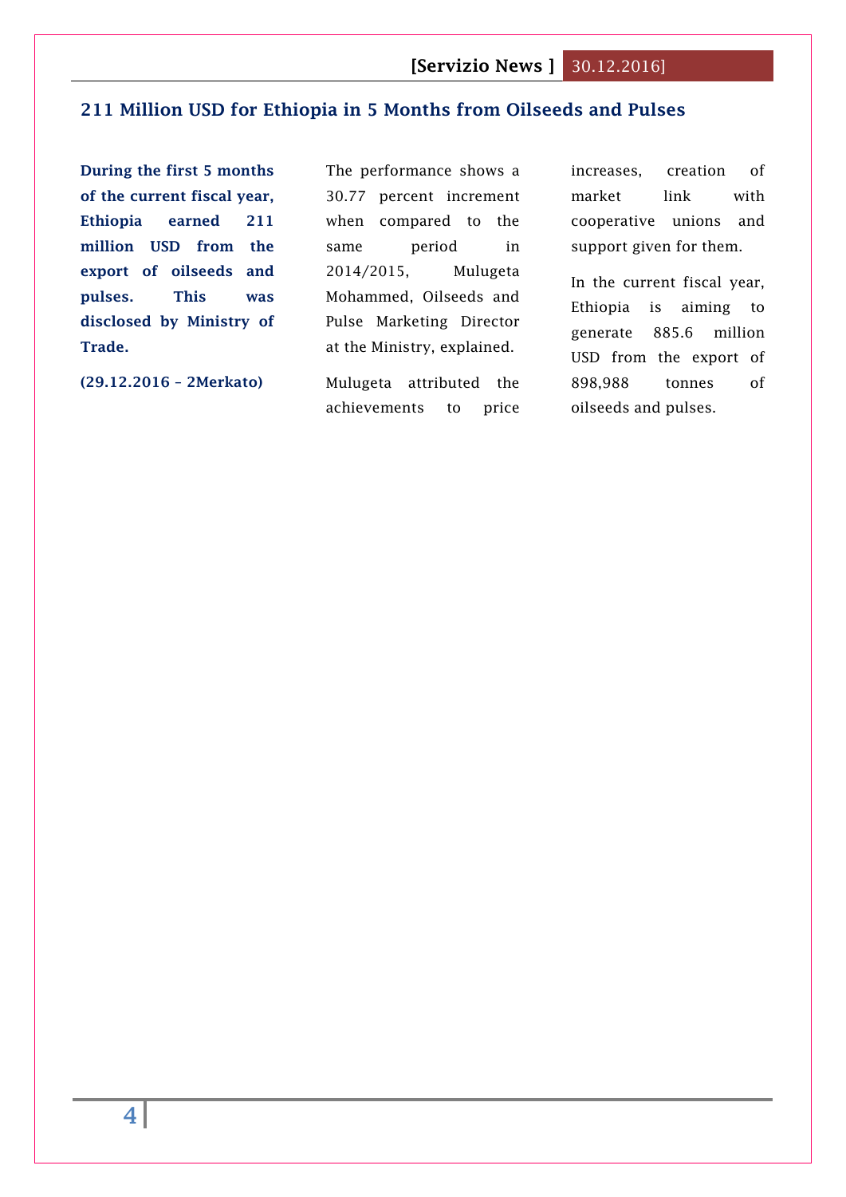## 211 Million USD for Ethiopia in 5 Months from Oilseeds and Pulses

**During the first 5 months of the current fiscal year, Ethiopia earned 211 million USD from the export of oilseeds and pulses. This was disclosed by Ministry of Trade.**

**(29.12.2016 – 2Merkato)**

The performance shows a 30.77 percent increment when compared to the same period in 2014/2015, Mulugeta Mohammed, Oilseeds and Pulse Marketing Director at the Ministry, explained.

Mulugeta attributed the achievements to price increases, creation of market link with cooperative unions and support given for them.

In the current fiscal year, Ethiopia is aiming to generate 885.6 million USD from the export of 898,988 tonnes of oilseeds and pulses.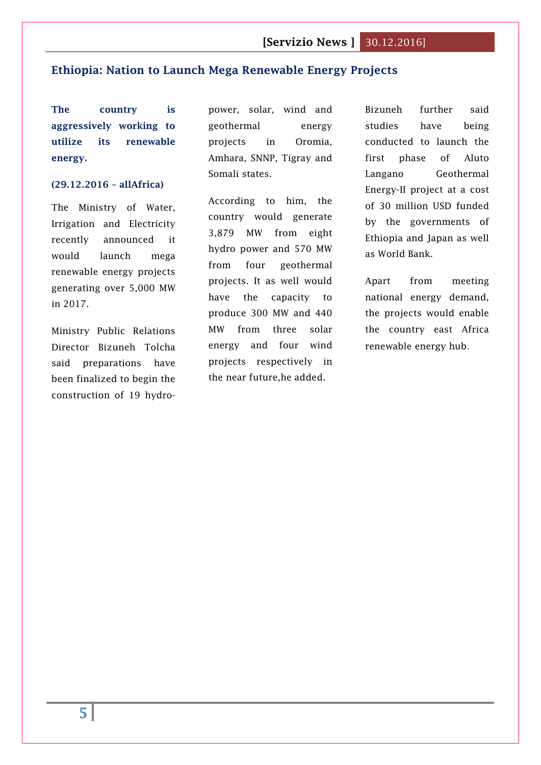## Ethiopia: Nation to Launch Mega Renewable Energy Projects

**The country is aggressively working to utilize its renewable energy.**

**(29.12.2016 – allAfrica)**

The Ministry of Water, Irrigation and Electricity recently announced it would launch mega renewable energy projects generating over 5,000 MW in 2017.

Ministry Public Relations Director Bizuneh Tolcha said preparations have been finalized to begin the construction of 19 hydro-power, solar, wind and geothermal energy projects in Oromia, Amhara, SNNP, Tigray and Somali states.

According to him, the country would generate 3,879 MW from eight hydro power and 570 MW from four geothermal projects. It as well would have the capacity to produce 300 MW and 440 MW from three solar energy and four wind projects respectively in the near future,he added.

Bizuneh further said studies have being conducted to launch the first phase of Aluto Langano Geothermal Energy-II project at a cost of 30 million USD funded by the governments of Ethiopia and Japan as well as World Bank.

Apart from meeting national energy demand, the projects would enable the country east Africa renewable energy hub.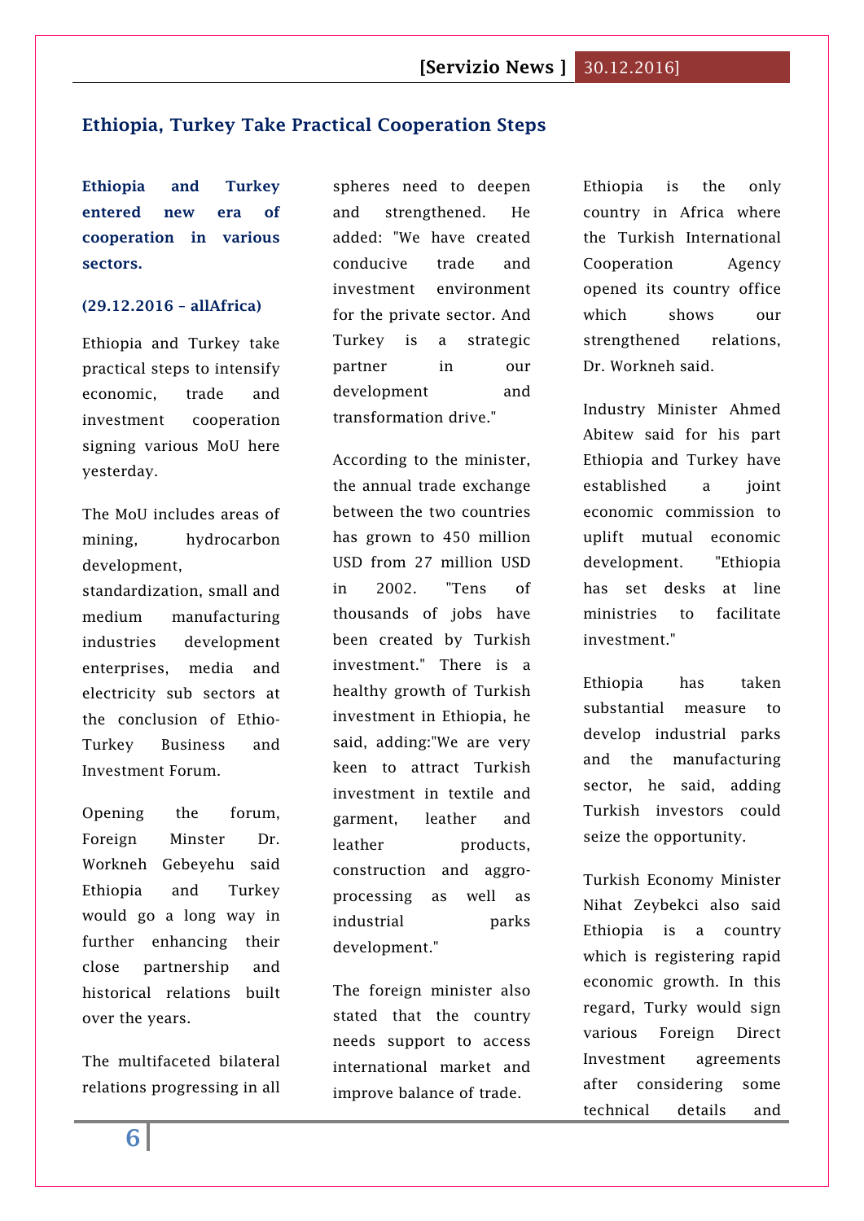## Ethiopia, Turkey Take Practical Cooperation Steps

**Ethiopia and Turkey entered new era of cooperation in various sectors.**

**(29.12.2016 – allAfrica)**

Ethiopia and Turkey take practical steps to intensify economic, trade and investment cooperation signing various MoU here yesterday.

The MoU includes areas of mining, hydrocarbon development, standardization, small and medium manufacturing industries development enterprises, media and electricity sub sectors at the conclusion of Ethio-Turkey Business and Investment Forum.

Opening the forum, Foreign Minster Dr. Workneh Gebeyehu said Ethiopia and Turkey would go a long way in further enhancing their close partnership and historical relations built over the years.

The multifaceted bilateral relations progressing in all spheres need to deepen and strengthened. He added: "We have created conducive trade and investment environment for the private sector. And Turkey is a strategic partner in our development and transformation drive."

According to the minister, the annual trade exchange between the two countries has grown to 450 million USD from 27 million USD in 2002. "Tens of thousands of jobs have been created by Turkish investment." There is a healthy growth of Turkish investment in Ethiopia, he said, adding:"We are very keen to attract Turkish investment in textile and garment, leather and leather products, construction and aggro-processing as well as industrial parks development."

The foreign minister also stated that the country needs support to access international market and improve balance of trade.

Ethiopia is the only country in Africa where the Turkish International Cooperation Agency opened its country office which shows our strengthened relations, Dr. Workneh said.

Industry Minister Ahmed Abitew said for his part Ethiopia and Turkey have established a joint economic commission to uplift mutual economic development. "Ethiopia has set desks at line ministries to facilitate investment."

Ethiopia has taken substantial measure to develop industrial parks and the manufacturing sector, he said, adding Turkish investors could seize the opportunity.

Turkish Economy Minister Nihat Zeybekci also said Ethiopia is a country which is registering rapid economic growth. In this regard, Turky would sign various Foreign Direct Investment agreements after considering some technical details and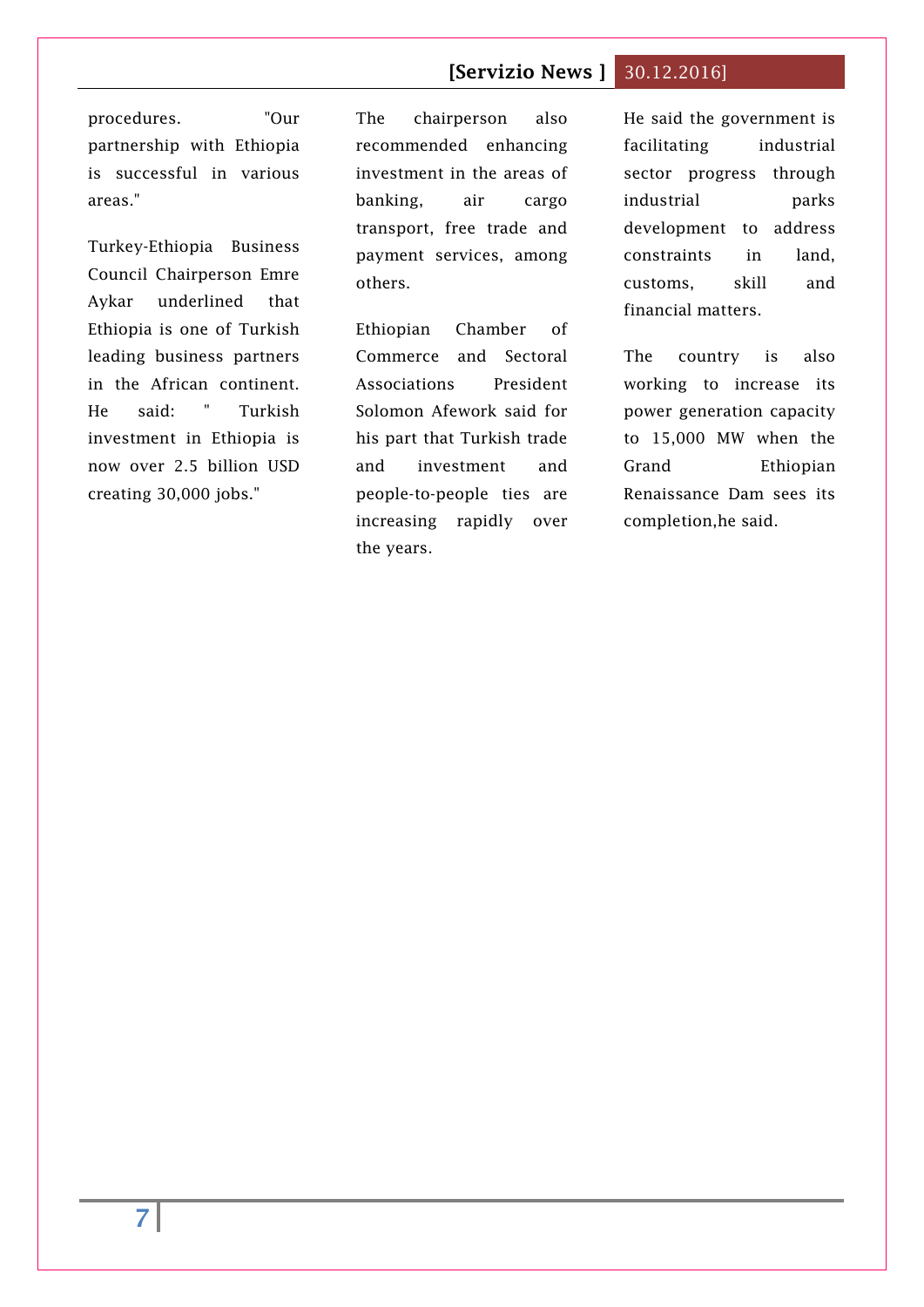procedures. "Our partnership with Ethiopia is successful in various areas."

Turkey-Ethiopia Business Council Chairperson Emre Aykar underlined that Ethiopia is one of Turkish leading business partners in the African continent. He said: " Turkish investment in Ethiopia is now over 2.5 billion USD creating 30,000 jobs."

The chairperson also recommended enhancing investment in the areas of banking, air cargo transport, free trade and payment services, among others.

Ethiopian Chamber of Commerce and Sectoral Associations President Solomon Afework said for his part that Turkish trade and investment and people-to-people ties are increasing rapidly over the years.

He said the government is facilitating industrial sector progress through industrial parks development to address constraints in land, customs, skill and financial matters.

The country is also working to increase its power generation capacity to 15,000 MW when the Grand Ethiopian Renaissance Dam sees its completion,he said.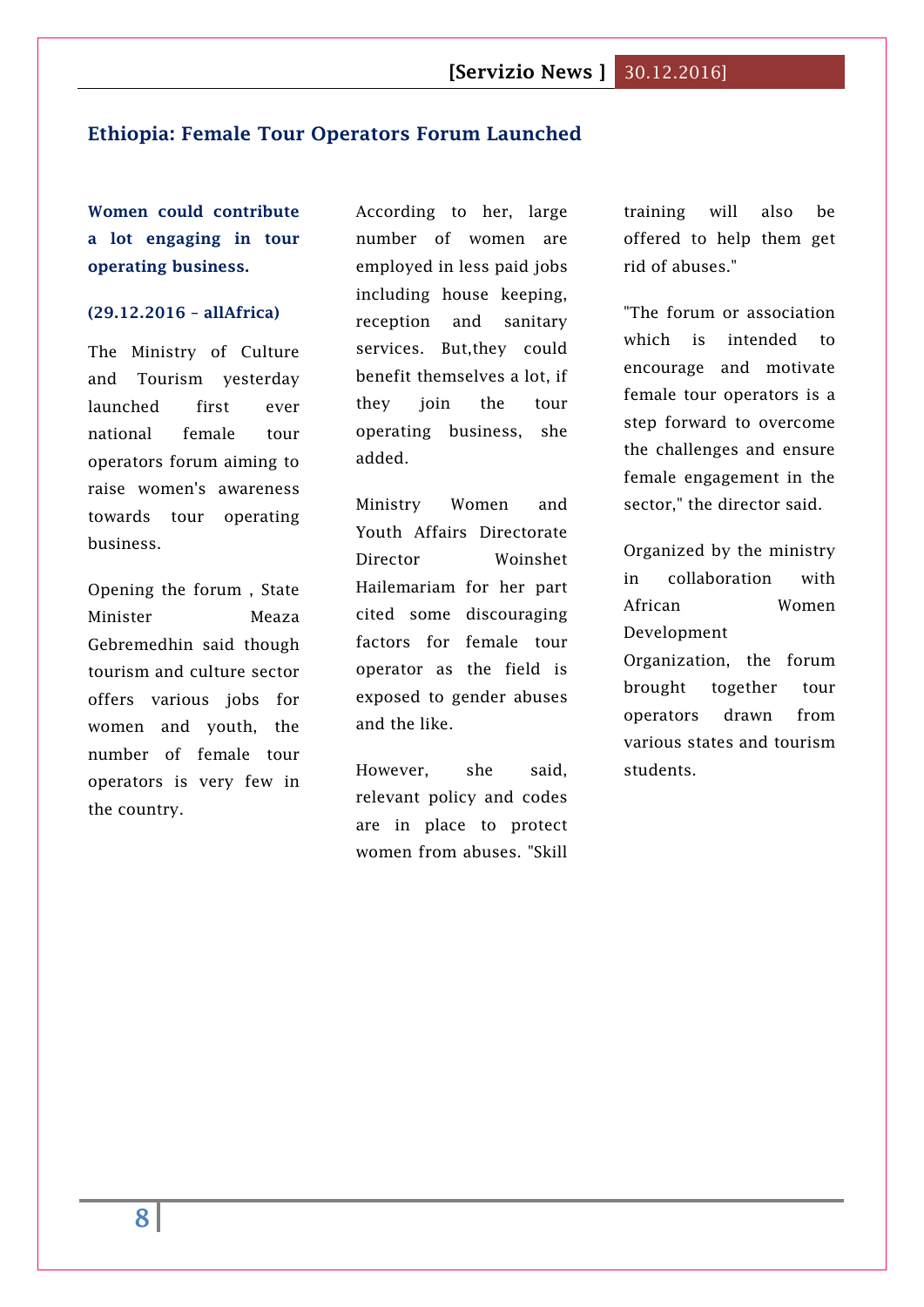## Ethiopia: Female Tour Operators Forum Launched

**Women could contribute a lot engaging in tour operating business.**

**(29.12.2016 – allAfrica)**

The Ministry of Culture and Tourism yesterday launched first ever national female tour operators forum aiming to raise women's awareness towards tour operating business.

Opening the forum , State Minister Meaza Gebremedhin said though tourism and culture sector offers various jobs for women and youth, the number of female tour operators is very few in the country.

According to her, large number of women are employed in less paid jobs including house keeping, reception and sanitary services. But,they could benefit themselves a lot, if they join the tour operating business, she added.

Ministry Women and Youth Affairs Directorate Director Woinshet Hailemariam for her part cited some discouraging factors for female tour operator as the field is exposed to gender abuses and the like.

However, she said, relevant policy and codes are in place to protect women from abuses. "Skill training will also be offered to help them get rid of abuses."

"The forum or association which is intended to encourage and motivate female tour operators is a step forward to overcome the challenges and ensure female engagement in the sector," the director said.

Organized by the ministry in collaboration with African Women Development Organization, the forum brought together tour operators drawn from various states and tourism students.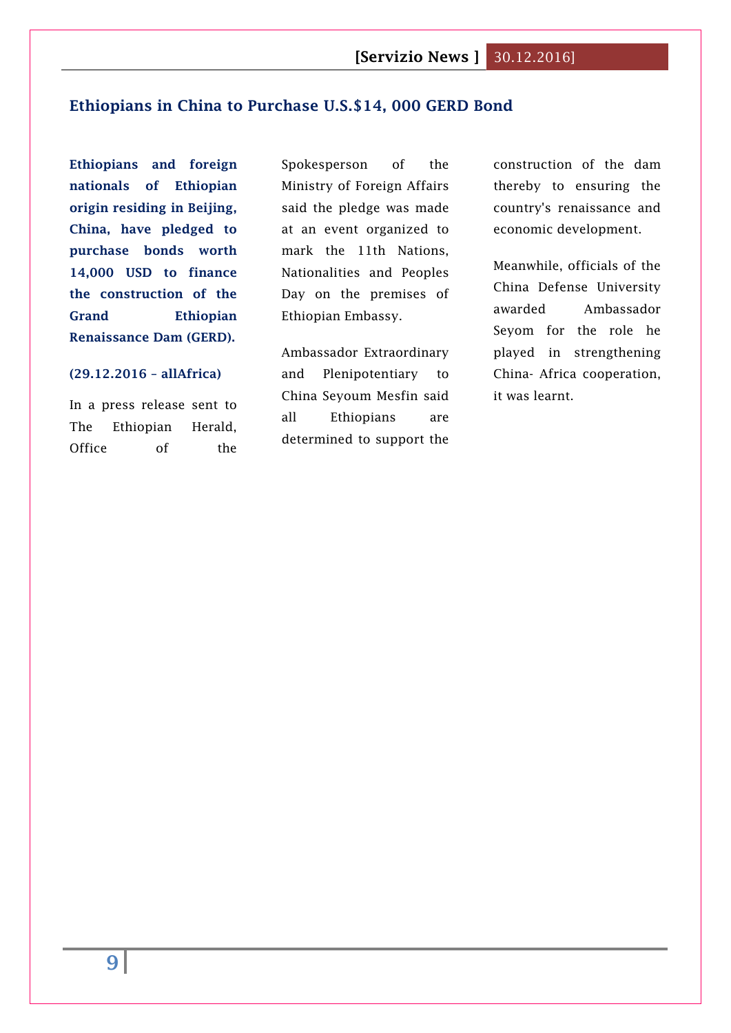## Ethiopians in China to Purchase U.S.$14, 000 GERD Bond

**Ethiopians and foreign nationals of Ethiopian origin residing in Beijing, China, have pledged to purchase bonds worth 14,000 USD to finance the construction of the Grand Ethiopian Renaissance Dam (GERD).**

**(29.12.2016 – allAfrica)**

In a press release sent to The Ethiopian Herald, Office of the Spokesperson of the Ministry of Foreign Affairs said the pledge was made at an event organized to mark the 11th Nations, Nationalities and Peoples Day on the premises of Ethiopian Embassy.

Ambassador Extraordinary and Plenipotentiary to China Seyoum Mesfin said all Ethiopians are determined to support the construction of the dam thereby to ensuring the country's renaissance and economic development.

Meanwhile, officials of the China Defense University awarded Ambassador Seyom for the role he played in strengthening China- Africa cooperation, it was learnt.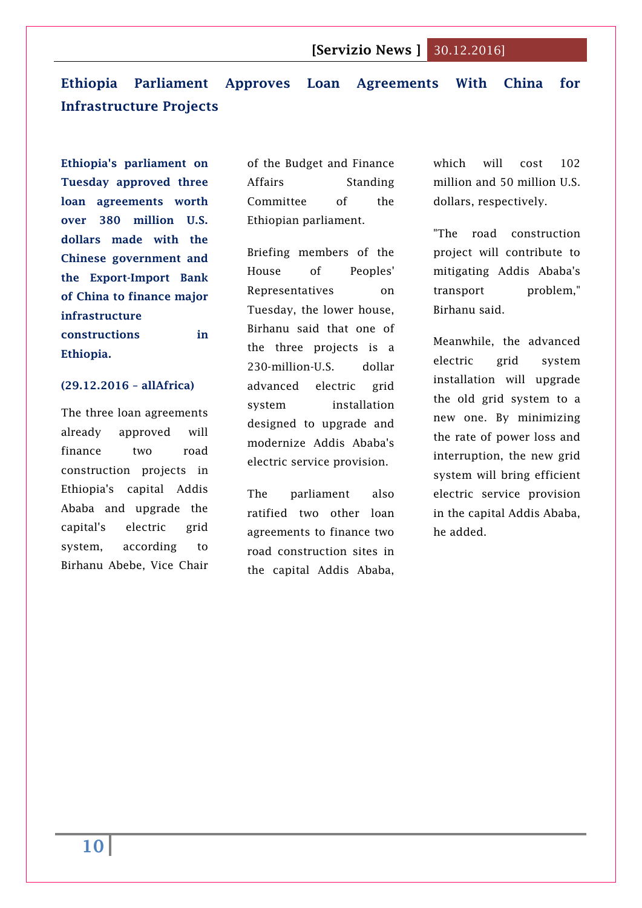# Ethiopia Parliament Approves Loan Agreements With China for Infrastructure Projects

**Ethiopia's parliament on Tuesday approved three loan agreements worth over 380 million U.S. dollars made with the Chinese government and the Export-Import Bank of China to finance major infrastructure constructions in Ethiopia.**

**(29.12.2016 – allAfrica)**

The three loan agreements already approved will finance two road construction projects in Ethiopia's capital Addis Ababa and upgrade the capital's electric grid system, according to Birhanu Abebe, Vice Chair of the Budget and Finance Affairs Standing Committee of the Ethiopian parliament.

Briefing members of the House of Peoples' Representatives on Tuesday, the lower house, Birhanu said that one of the three projects is a 230-million-U.S. dollar advanced electric grid system installation designed to upgrade and modernize Addis Ababa's electric service provision.

The parliament also ratified two other loan agreements to finance two road construction sites in the capital Addis Ababa, which will cost 102 million and 50 million U.S. dollars, respectively.

"The road construction project will contribute to mitigating Addis Ababa's transport problem," Birhanu said.

Meanwhile, the advanced electric grid system installation will upgrade the old grid system to a new one. By minimizing the rate of power loss and interruption, the new grid system will bring efficient electric service provision in the capital Addis Ababa, he added.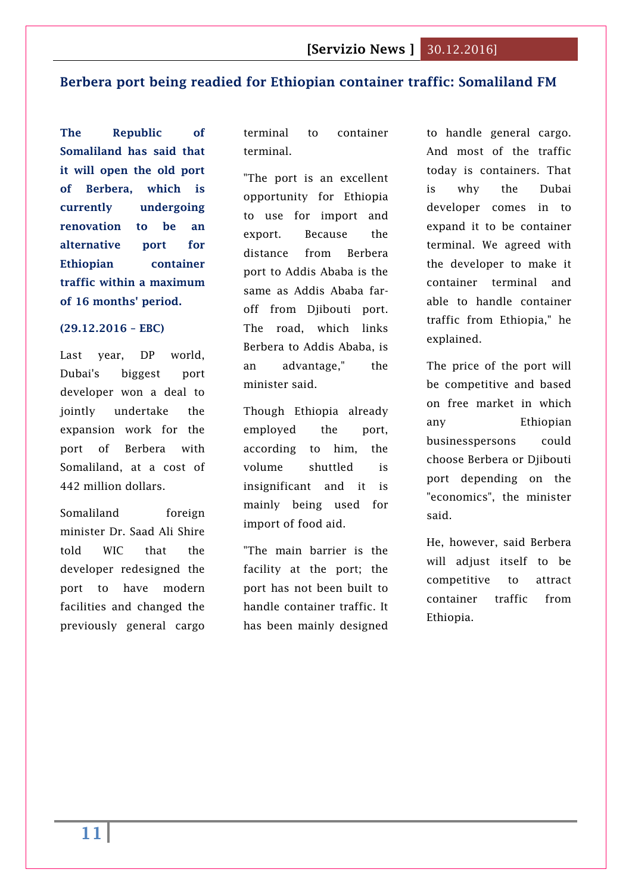## Berbera port being readied for Ethiopian container traffic: Somaliland FM

**The Republic of Somaliland has said that it will open the old port of Berbera, which is currently undergoing renovation to be an alternative port for Ethiopian container traffic within a maximum of 16 months' period.**

**(29.12.2016 – EBC)**

Last year, DP world, Dubai's biggest port developer won a deal to jointly undertake the expansion work for the port of Berbera with Somaliland, at a cost of 442 million dollars.

Somaliland foreign minister Dr. Saad Ali Shire told WIC that the developer redesigned the port to have modern facilities and changed the previously general cargo terminal to container terminal.

"The port is an excellent opportunity for Ethiopia to use for import and export. Because the distance from Berbera port to Addis Ababa is the same as Addis Ababa far-off from Djibouti port. The road, which links Berbera to Addis Ababa, is an advantage," the minister said.

Though Ethiopia already employed the port, according to him, the volume shuttled is insignificant and it is mainly being used for import of food aid.

"The main barrier is the facility at the port; the port has not been built to handle container traffic. It has been mainly designed to handle general cargo. And most of the traffic today is containers. That is why the Dubai developer comes in to expand it to be container terminal. We agreed with the developer to make it container terminal and able to handle container traffic from Ethiopia," he explained.

The price of the port will be competitive and based on free market in which any Ethiopian businesspersons could choose Berbera or Djibouti port depending on the "economics", the minister said.

He, however, said Berbera will adjust itself to be competitive to attract container traffic from Ethiopia.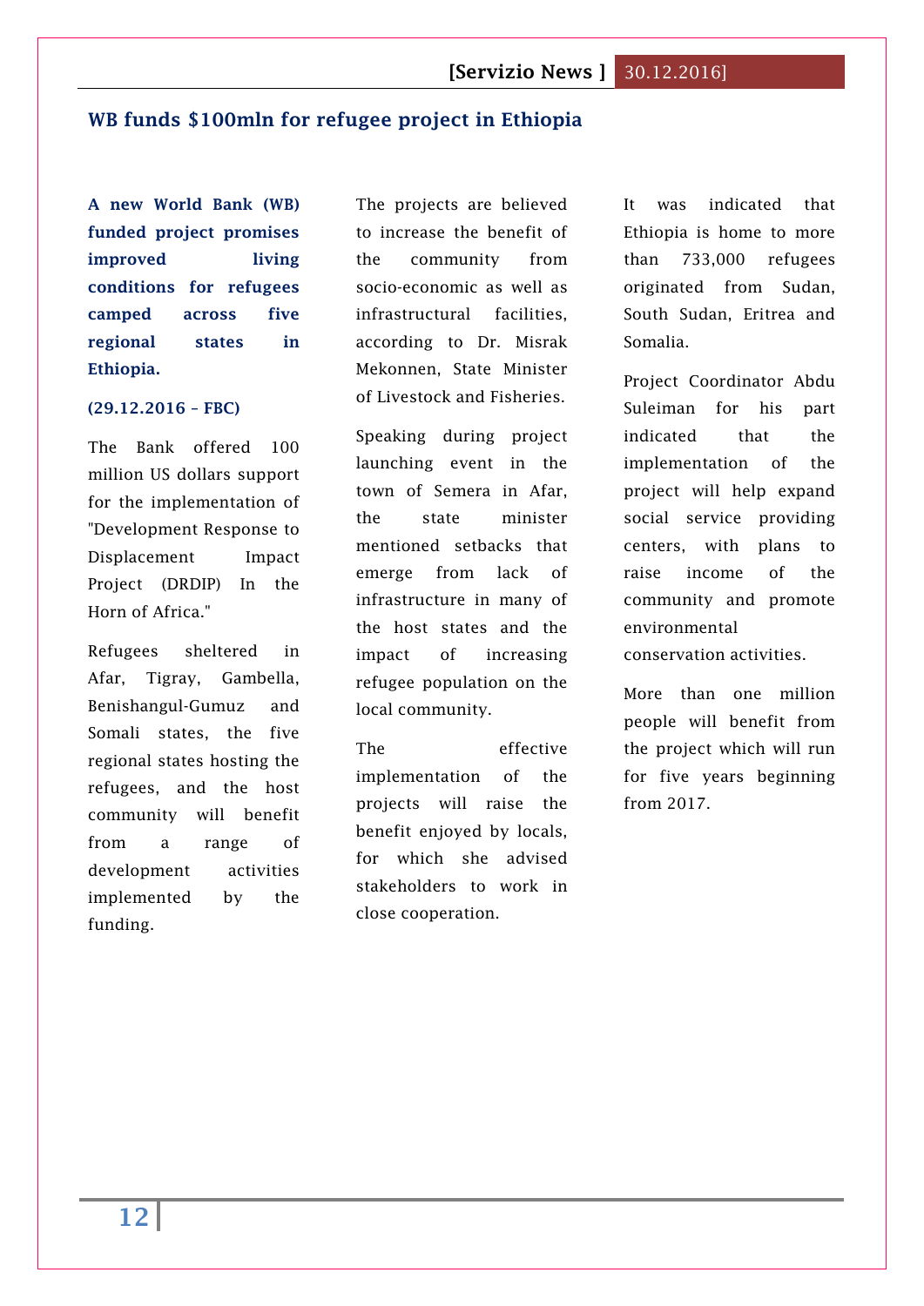## WB funds $100mln for refugee project in Ethiopia

**A new World Bank (WB) funded project promises improved living conditions for refugees camped across five regional states in Ethiopia.**

**(29.12.2016 – FBC)**

The Bank offered 100 million US dollars support for the implementation of "Development Response to Displacement Impact Project (DRDIP) In the Horn of Africa."

Refugees sheltered in Afar, Tigray, Gambella, Benishangul-Gumuz and Somali states, the five regional states hosting the refugees, and the host community will benefit from a range of development activities implemented by the funding.

The projects are believed to increase the benefit of the community from socio-economic as well as infrastructural facilities, according to Dr. Misrak Mekonnen, State Minister of Livestock and Fisheries.

Speaking during project launching event in the town of Semera in Afar, the state minister mentioned setbacks that emerge from lack of infrastructure in many of the host states and the impact of increasing refugee population on the local community.

The effective implementation of the projects will raise the benefit enjoyed by locals, for which she advised stakeholders to work in close cooperation.

It was indicated that Ethiopia is home to more than 733,000 refugees originated from Sudan, South Sudan, Eritrea and Somalia.

Project Coordinator Abdu Suleiman for his part indicated that the implementation of the project will help expand social service providing centers, with plans to raise income of the community and promote environmental conservation activities.

More than one million people will benefit from the project which will run for five years beginning from 2017.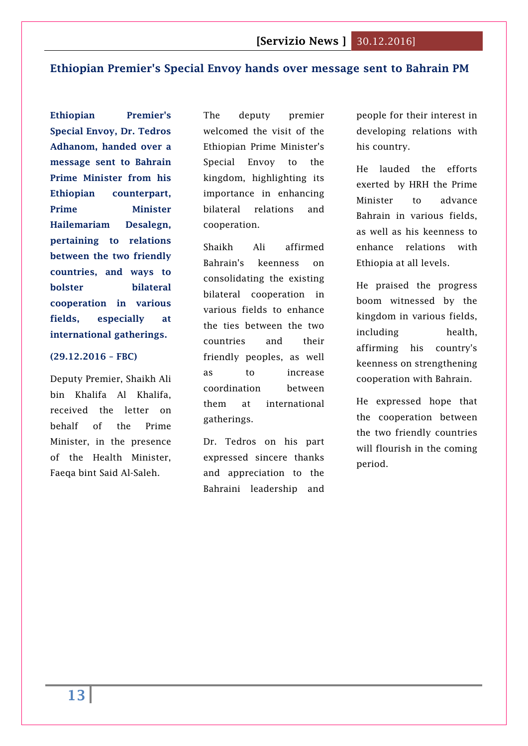## Ethiopian Premier's Special Envoy hands over message sent to Bahrain PM

**Ethiopian Premier's Special Envoy, Dr. Tedros Adhanom, handed over a message sent to Bahrain Prime Minister from his Ethiopian counterpart, Prime Minister Hailemariam Desalegn, pertaining to relations between the two friendly countries, and ways to bolster bilateral cooperation in various fields, especially at international gatherings.**

**(29.12.2016 – FBC)**

Deputy Premier, Shaikh Ali bin Khalifa Al Khalifa, received the letter on behalf of the Prime Minister, in the presence of the Health Minister, Faeqa bint Said Al-Saleh.

The deputy premier welcomed the visit of the Ethiopian Prime Minister's Special Envoy to the kingdom, highlighting its importance in enhancing bilateral relations and cooperation.

Shaikh Ali affirmed Bahrain's keenness on consolidating the existing bilateral cooperation in various fields to enhance the ties between the two countries and their friendly peoples, as well as to increase coordination between them at international gatherings.

Dr. Tedros on his part expressed sincere thanks and appreciation to the Bahraini leadership and people for their interest in developing relations with his country.

He lauded the efforts exerted by HRH the Prime Minister to advance Bahrain in various fields, as well as his keenness to enhance relations with Ethiopia at all levels.

He praised the progress boom witnessed by the kingdom in various fields, including health, affirming his country's keenness on strengthening cooperation with Bahrain.

He expressed hope that the cooperation between the two friendly countries will flourish in the coming period.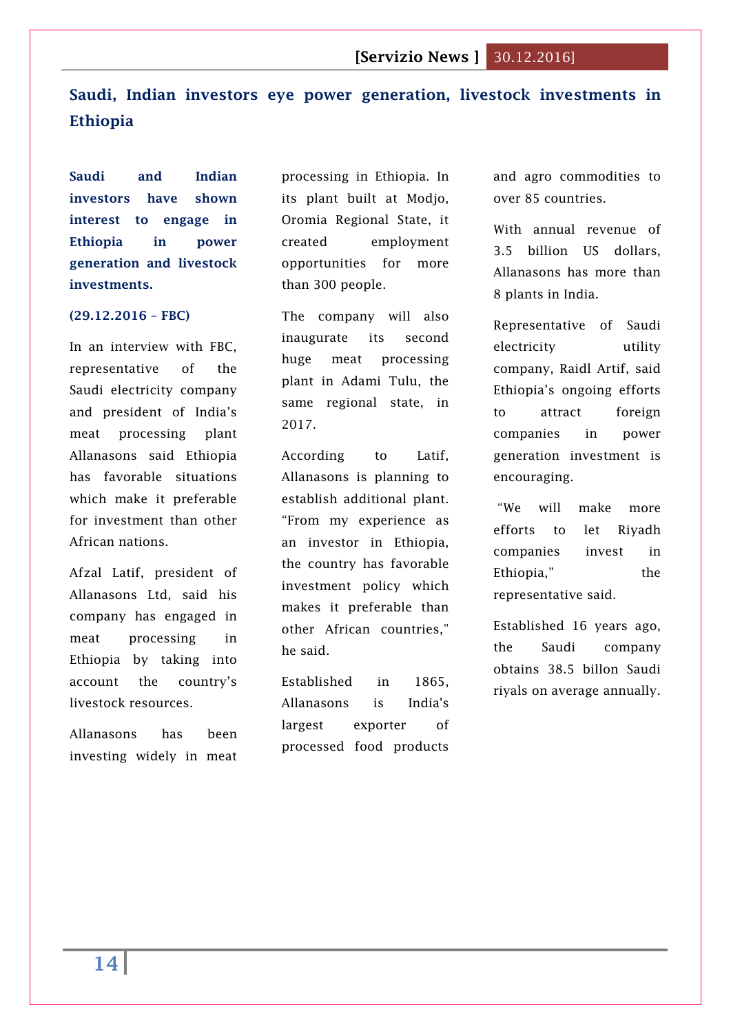## Saudi, Indian investors eye power generation, livestock investments in Ethiopia

**Saudi and Indian investors have shown interest to engage in Ethiopia in power generation and livestock investments.**

**(29.12.2016 – FBC)**

In an interview with FBC, representative of the Saudi electricity company and president of India's meat processing plant Allanasons said Ethiopia has favorable situations which make it preferable for investment than other African nations.

Afzal Latif, president of Allanasons Ltd, said his company has engaged in meat processing in Ethiopia by taking into account the country's livestock resources.

Allanasons has been investing widely in meat processing in Ethiopia. In its plant built at Modjo, Oromia Regional State, it created employment opportunities for more than 300 people.

The company will also inaugurate its second huge meat processing plant in Adami Tulu, the same regional state, in 2017.

According to Latif, Allanasons is planning to establish additional plant. "From my experience as an investor in Ethiopia, the country has favorable investment policy which makes it preferable than other African countries," he said.

Established in 1865, Allanasons is India's largest exporter of processed food products and agro commodities to over 85 countries.

With annual revenue of 3.5 billion US dollars, Allanasons has more than 8 plants in India.

Representative of Saudi electricity utility company, Raidl Artif, said Ethiopia's ongoing efforts to attract foreign companies in power generation investment is encouraging.

"We will make more efforts to let Riyadh companies invest in Ethiopia," the representative said.

Established 16 years ago, the Saudi company obtains 38.5 billon Saudi riyals on average annually.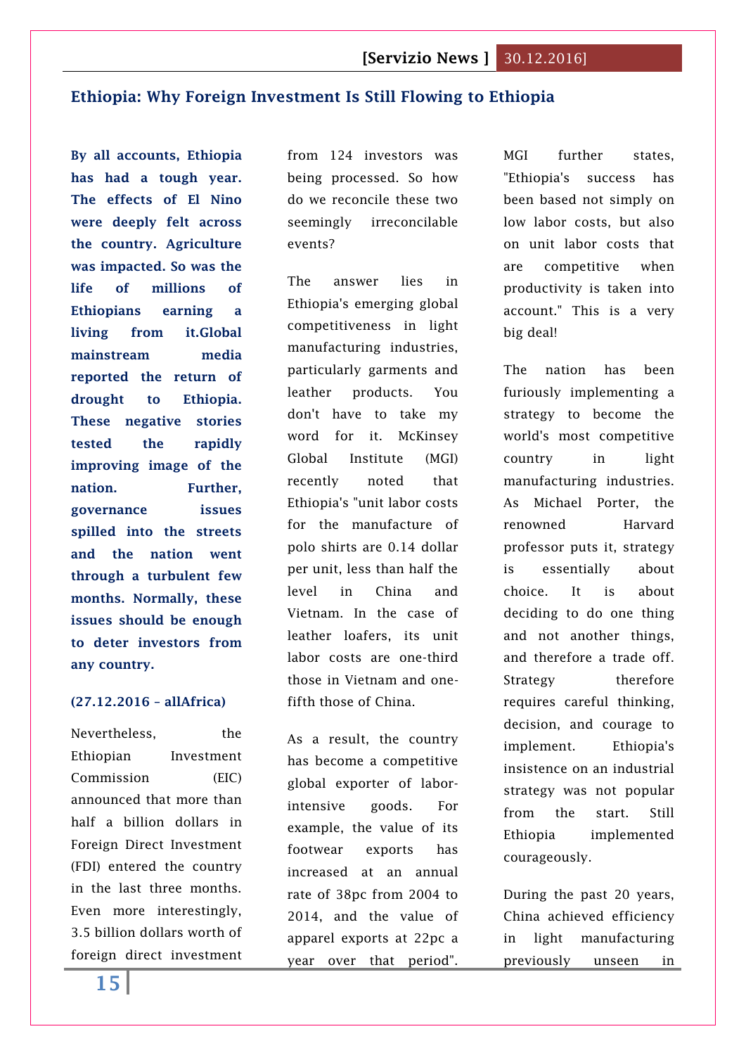## Ethiopia: Why Foreign Investment Is Still Flowing to Ethiopia

**By all accounts, Ethiopia has had a tough year. The effects of El Nino were deeply felt across the country. Agriculture was impacted. So was the life of millions of Ethiopians earning a living from it.Global mainstream media reported the return of drought to Ethiopia. These negative stories tested the rapidly improving image of the nation. Further, governance issues spilled into the streets and the nation went through a turbulent few months. Normally, these issues should be enough to deter investors from any country.**

**(27.12.2016 – allAfrica)**

Nevertheless, the Ethiopian Investment Commission (EIC) announced that more than half a billion dollars in Foreign Direct Investment (FDI) entered the country in the last three months. Even more interestingly, 3.5 billion dollars worth of foreign direct investment from 124 investors was being processed. So how do we reconcile these two seemingly irreconcilable events?

The answer lies in Ethiopia's emerging global competitiveness in light manufacturing industries, particularly garments and leather products. You don't have to take my word for it. McKinsey Global Institute (MGI) recently noted that Ethiopia's "unit labor costs for the manufacture of polo shirts are 0.14 dollar per unit, less than half the level in China and Vietnam. In the case of leather loafers, its unit labor costs are one-third those in Vietnam and one-fifth those of China.

As a result, the country has become a competitive global exporter of labor-intensive goods. For example, the value of its footwear exports has increased at an annual rate of 38pc from 2004 to 2014, and the value of apparel exports at 22pc a year over that period". MGI further states, "Ethiopia's success has been based not simply on low labor costs, but also on unit labor costs that are competitive when productivity is taken into account." This is a very big deal!

The nation has been furiously implementing a strategy to become the world's most competitive country in light manufacturing industries. As Michael Porter, the renowned Harvard professor puts it, strategy is essentially about choice. It is about deciding to do one thing and not another things, and therefore a trade off. Strategy therefore requires careful thinking, decision, and courage to implement. Ethiopia's insistence on an industrial strategy was not popular from the start. Still Ethiopia implemented courageously.

During the past 20 years, China achieved efficiency in light manufacturing previously unseen in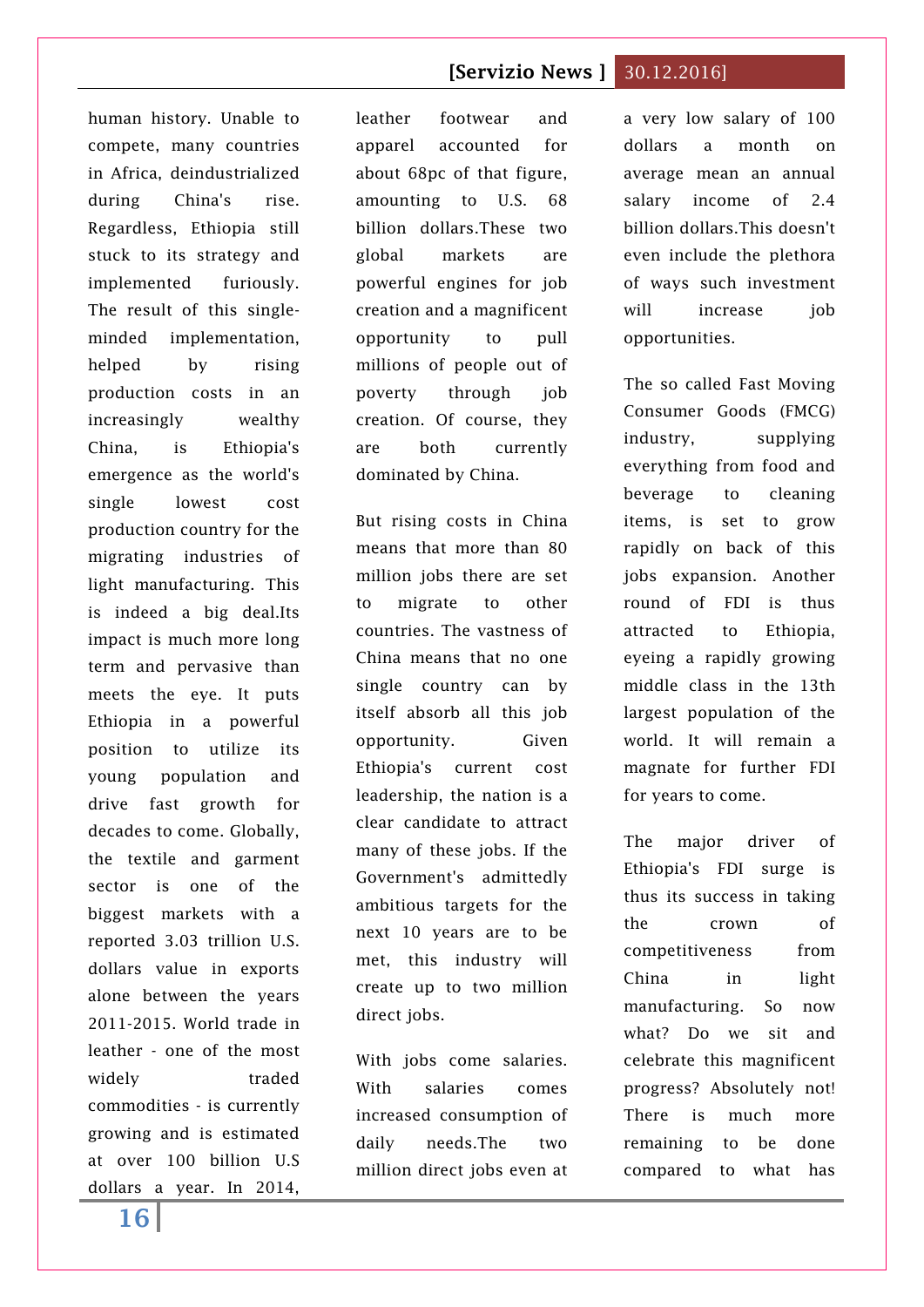human history. Unable to compete, many countries in Africa, deindustrialized during China's rise. Regardless, Ethiopia still stuck to its strategy and implemented furiously. The result of this single-minded implementation, helped by rising production costs in an increasingly wealthy China, is Ethiopia's emergence as the world's single lowest cost production country for the migrating industries of light manufacturing. This is indeed a big deal.Its impact is much more long term and pervasive than meets the eye. It puts Ethiopia in a powerful position to utilize its young population and drive fast growth for decades to come. Globally, the textile and garment sector is one of the biggest markets with a reported 3.03 trillion U.S. dollars value in exports alone between the years 2011-2015. World trade in leather - one of the most widely traded commodities - is currently growing and is estimated at over 100 billion U.S dollars a year. In 2014, leather footwear and apparel accounted for about 68pc of that figure, amounting to U.S. 68 billion dollars.These two global markets are powerful engines for job creation and a magnificent opportunity to pull millions of people out of poverty through job creation. Of course, they are both currently dominated by China.

But rising costs in China means that more than 80 million jobs there are set to migrate to other countries. The vastness of China means that no one single country can by itself absorb all this job opportunity. Given Ethiopia's current cost leadership, the nation is a clear candidate to attract many of these jobs. If the Government's admittedly ambitious targets for the next 10 years are to be met, this industry will create up to two million direct jobs.

With jobs come salaries. With salaries comes increased consumption of daily needs.The two million direct jobs even at a very low salary of 100 dollars a month on average mean an annual salary income of 2.4 billion dollars.This doesn't even include the plethora of ways such investment will increase job opportunities.

The so called Fast Moving Consumer Goods (FMCG) industry, supplying everything from food and beverage to cleaning items, is set to grow rapidly on back of this jobs expansion. Another round of FDI is thus attracted to Ethiopia, eyeing a rapidly growing middle class in the 13th largest population of the world. It will remain a magnate for further FDI for years to come.

The major driver of Ethiopia's FDI surge is thus its success in taking the crown of competitiveness from China in light manufacturing. So now what? Do we sit and celebrate this magnificent progress? Absolutely not! There is much more remaining to be done compared to what has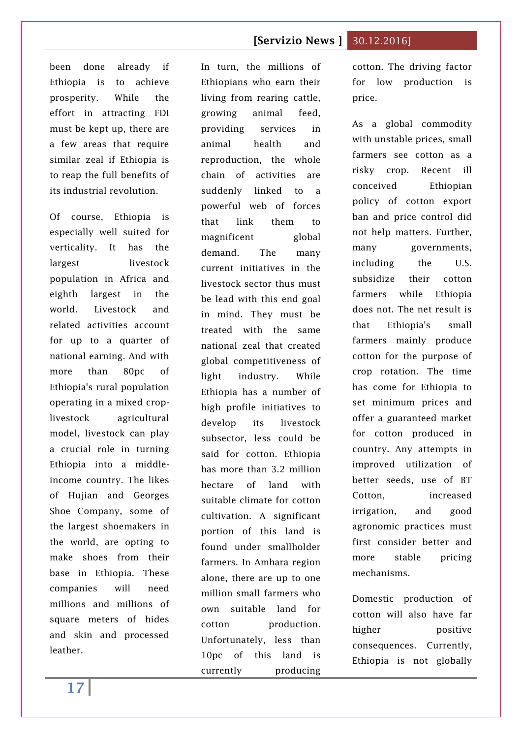been done already if Ethiopia is to achieve prosperity. While the effort in attracting FDI must be kept up, there are a few areas that require similar zeal if Ethiopia is to reap the full benefits of its industrial revolution.

Of course, Ethiopia is especially well suited for verticality. It has the largest livestock population in Africa and eighth largest in the world. Livestock and related activities account for up to a quarter of national earning. And with more than 80pc of Ethiopia's rural population operating in a mixed crop-livestock agricultural model, livestock can play a crucial role in turning Ethiopia into a middle-income country. The likes of Hujian and Georges Shoe Company, some of the largest shoemakers in the world, are opting to make shoes from their base in Ethiopia. These companies will need millions and millions of square meters of hides and skin and processed leather.

In turn, the millions of Ethiopians who earn their living from rearing cattle, growing animal feed, providing services in animal health and reproduction, the whole chain of activities are suddenly linked to a powerful web of forces that link them to magnificent global demand. The many current initiatives in the livestock sector thus must be lead with this end goal in mind. They must be treated with the same national zeal that created global competitiveness of light industry. While Ethiopia has a number of high profile initiatives to develop its livestock subsector, less could be said for cotton. Ethiopia has more than 3.2 million hectare of land with suitable climate for cotton cultivation. A significant portion of this land is found under smallholder farmers. In Amhara region alone, there are up to one million small farmers who own suitable land for cotton production. Unfortunately, less than 10pc of this land is currently producing cotton. The driving factor for low production is price.

As a global commodity with unstable prices, small farmers see cotton as a risky crop. Recent ill conceived Ethiopian policy of cotton export ban and price control did not help matters. Further, many governments, including the U.S. subsidize their cotton farmers while Ethiopia does not. The net result is that Ethiopia's small farmers mainly produce cotton for the purpose of crop rotation. The time has come for Ethiopia to set minimum prices and offer a guaranteed market for cotton produced in country. Any attempts in improved utilization of better seeds, use of BT Cotton, increased irrigation, and good agronomic practices must first consider better and more stable pricing mechanisms.

Domestic production of cotton will also have far higher positive consequences. Currently, Ethiopia is not globally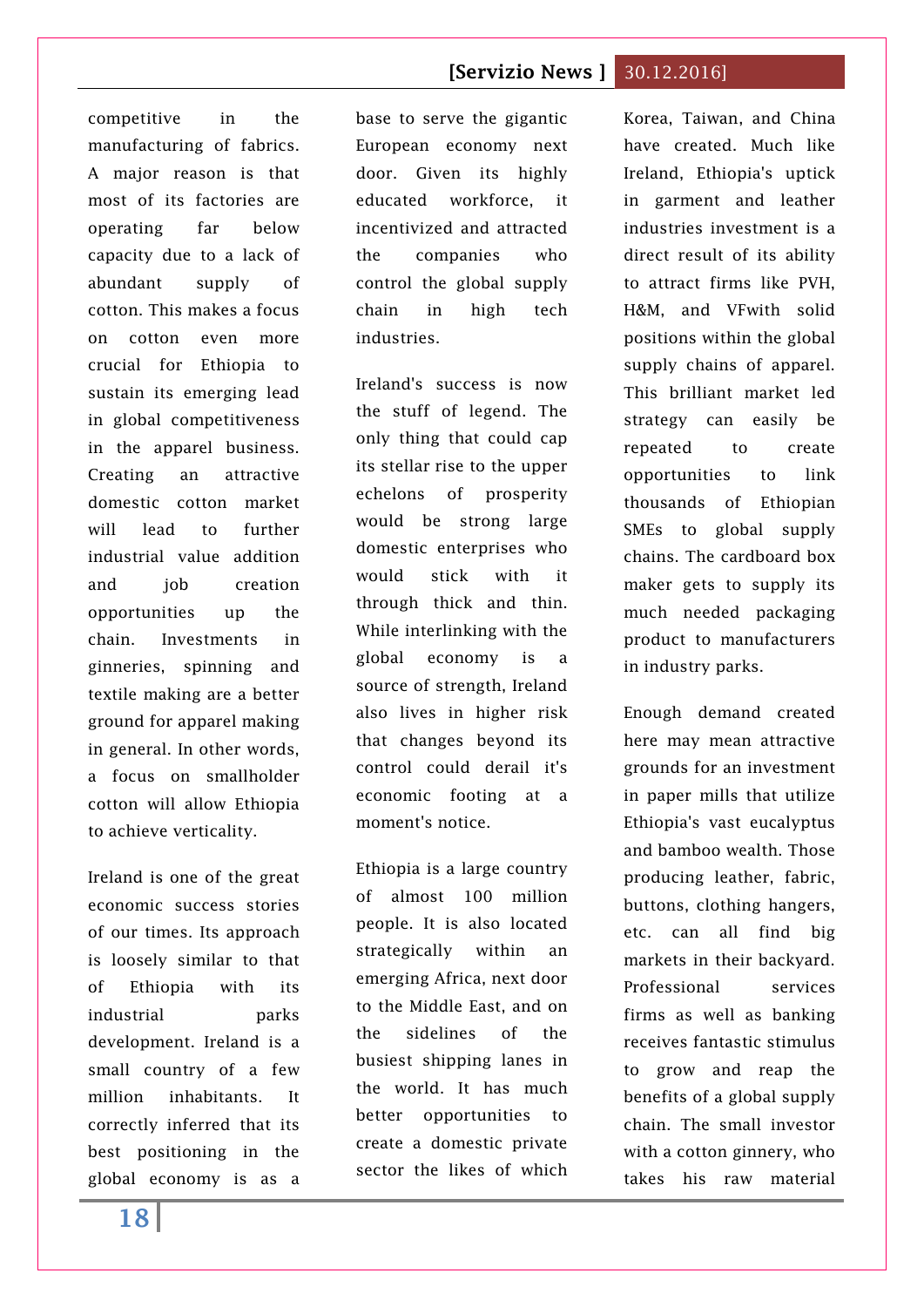competitive in the manufacturing of fabrics. A major reason is that most of its factories are operating far below capacity due to a lack of abundant supply of cotton. This makes a focus on cotton even more crucial for Ethiopia to sustain its emerging lead in global competitiveness in the apparel business. Creating an attractive domestic cotton market will lead to further industrial value addition and job creation opportunities up the chain. Investments in ginneries, spinning and textile making are a better ground for apparel making in general. In other words, a focus on smallholder cotton will allow Ethiopia to achieve verticality.

Ireland is one of the great economic success stories of our times. Its approach is loosely similar to that of Ethiopia with its industrial parks development. Ireland is a small country of a few million inhabitants. It correctly inferred that its best positioning in the global economy is as a base to serve the gigantic European economy next door. Given its highly educated workforce, it incentivized and attracted the companies who control the global supply chain in high tech industries.

Ireland's success is now the stuff of legend. The only thing that could cap its stellar rise to the upper echelons of prosperity would be strong large domestic enterprises who would stick with it through thick and thin. While interlinking with the global economy is a source of strength, Ireland also lives in higher risk that changes beyond its control could derail it's economic footing at a moment's notice.

Ethiopia is a large country of almost 100 million people. It is also located strategically within an emerging Africa, next door to the Middle East, and on the sidelines of the busiest shipping lanes in the world. It has much better opportunities to create a domestic private sector the likes of which Korea, Taiwan, and China have created. Much like Ireland, Ethiopia's uptick in garment and leather industries investment is a direct result of its ability to attract firms like PVH, H&M, and VFwith solid positions within the global supply chains of apparel. This brilliant market led strategy can easily be repeated to create opportunities to link thousands of Ethiopian SMEs to global supply chains. The cardboard box maker gets to supply its much needed packaging product to manufacturers in industry parks.

Enough demand created here may mean attractive grounds for an investment in paper mills that utilize Ethiopia's vast eucalyptus and bamboo wealth. Those producing leather, fabric, buttons, clothing hangers, etc. can all find big markets in their backyard. Professional services firms as well as banking receives fantastic stimulus to grow and reap the benefits of a global supply chain. The small investor with a cotton ginnery, who takes his raw material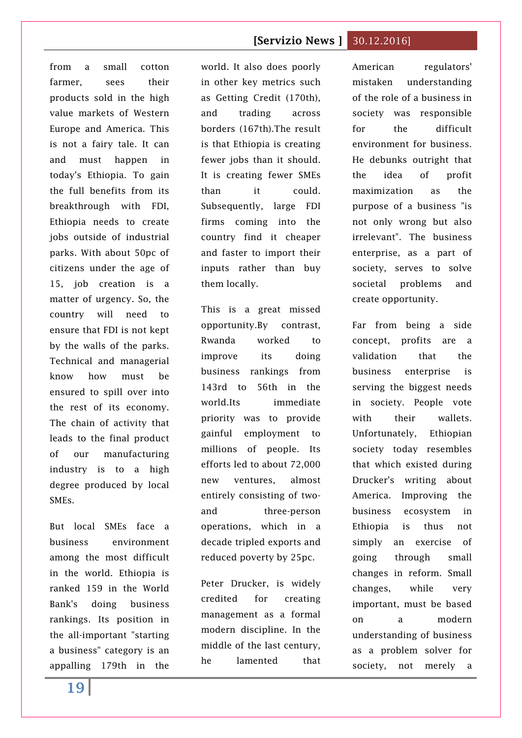from a small cotton farmer, sees their products sold in the high value markets of Western Europe and America. This is not a fairy tale. It can and must happen in today's Ethiopia. To gain the full benefits from its breakthrough with FDI, Ethiopia needs to create jobs outside of industrial parks. With about 50pc of citizens under the age of 15, job creation is a matter of urgency. So, the country will need to ensure that FDI is not kept by the walls of the parks. Technical and managerial know how must be ensured to spill over into the rest of its economy. The chain of activity that leads to the final product of our manufacturing industry is to a high degree produced by local SMEs.

But local SMEs face a business environment among the most difficult in the world. Ethiopia is ranked 159 in the World Bank's doing business rankings. Its position in the all-important "starting a business" category is an appalling 179th in the world. It also does poorly in other key metrics such as Getting Credit (170th), and trading across borders (167th).The result is that Ethiopia is creating fewer jobs than it should. It is creating fewer SMEs than it could. Subsequently, large FDI firms coming into the country find it cheaper and faster to import their inputs rather than buy them locally.

This is a great missed opportunity.By contrast, Rwanda worked to improve its doing business rankings from 143rd to 56th in the world.Its immediate priority was to provide gainful employment to millions of people. Its efforts led to about 72,000 new ventures, almost entirely consisting of two- and three-person operations, which in a decade tripled exports and reduced poverty by 25pc.

Peter Drucker, is widely credited for creating management as a formal modern discipline. In the middle of the last century, he lamented that American regulators' mistaken understanding of the role of a business in society was responsible for the difficult environment for business. He debunks outright that the idea of profit maximization as the purpose of a business "is not only wrong but also irrelevant". The business enterprise, as a part of society, serves to solve societal problems and create opportunity.

Far from being a side concept, profits are a validation that the business enterprise is serving the biggest needs in society. People vote with their wallets. Unfortunately, Ethiopian society today resembles that which existed during Drucker's writing about America. Improving the business ecosystem in Ethiopia is thus not simply an exercise of going through small changes in reform. Small changes, while very important, must be based on a modern understanding of business as a problem solver for society, not merely a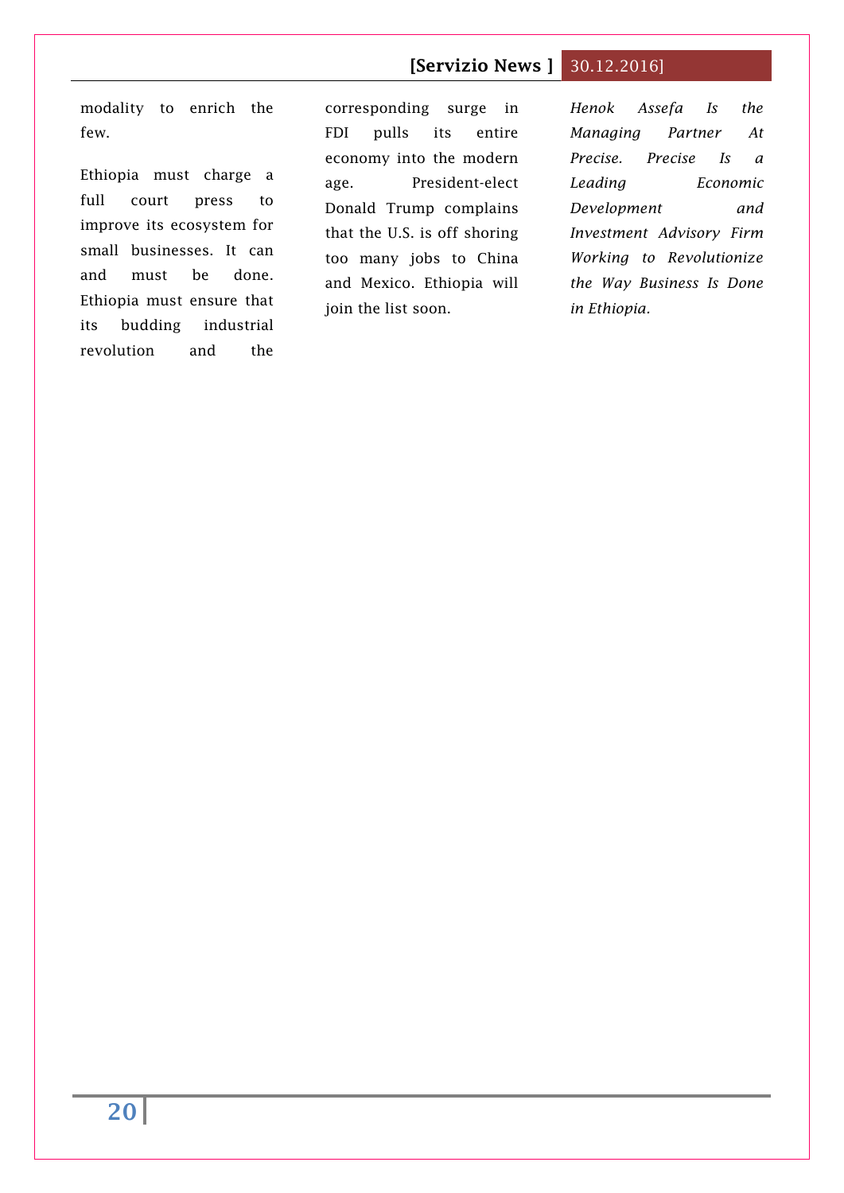modality to enrich the few.

Ethiopia must charge a full court press to improve its ecosystem for small businesses. It can and must be done. Ethiopia must ensure that its budding industrial revolution and the corresponding surge in FDI pulls its entire economy into the modern age. President-elect Donald Trump complains that the U.S. is off shoring too many jobs to China and Mexico. Ethiopia will join the list soon.

*Henok Assefa Is the Managing Partner At Precise. Precise Is a Leading Economic Development and Investment Advisory Firm Working to Revolutionize the Way Business Is Done in Ethiopia.*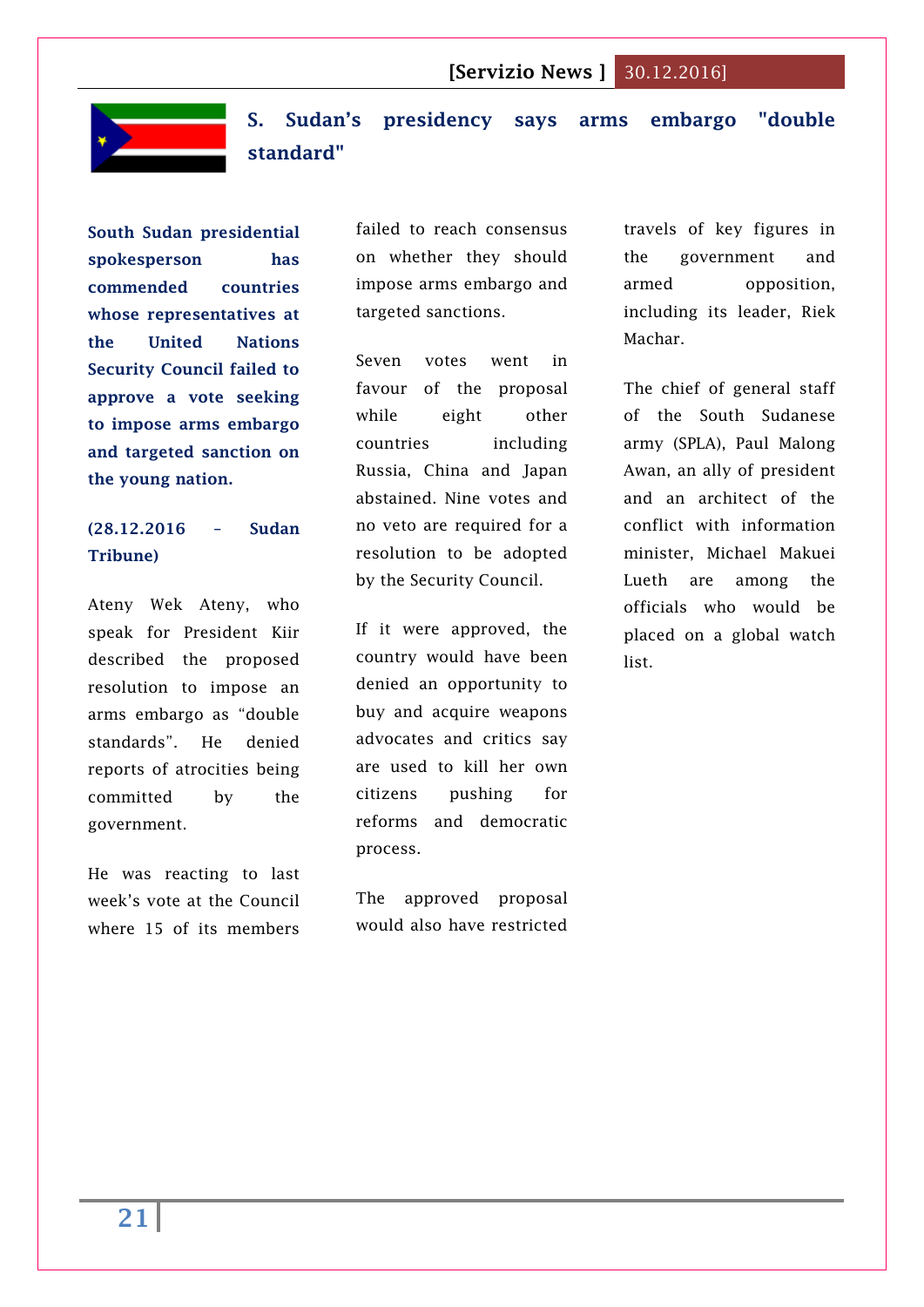# S. Sudan's presidency says arms embargo "double standard"

**South Sudan presidential spokesperson has commended countries whose representatives at the United Nations Security Council failed to approve a vote seeking to impose arms embargo and targeted sanction on the young nation.**

**(28.12.2016 – Sudan Tribune)**

Ateny Wek Ateny, who speak for President Kiir described the proposed resolution to impose an arms embargo as "double standards". He denied reports of atrocities being committed by the government.

He was reacting to last week's vote at the Council where 15 of its members failed to reach consensus on whether they should impose arms embargo and targeted sanctions.

Seven votes went in favour of the proposal while eight other countries including Russia, China and Japan abstained. Nine votes and no veto are required for a resolution to be adopted by the Security Council.

If it were approved, the country would have been denied an opportunity to buy and acquire weapons advocates and critics say are used to kill her own citizens pushing for reforms and democratic process.

The approved proposal would also have restricted travels of key figures in the government and armed opposition, including its leader, Riek Machar.

The chief of general staff of the South Sudanese army (SPLA), Paul Malong Awan, an ally of president and an architect of the conflict with information minister, Michael Makuei Lueth are among the officials who would be placed on a global watch list.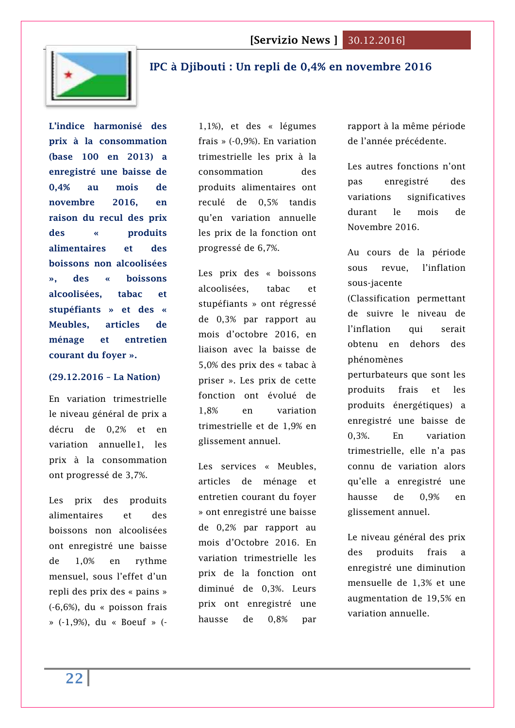## IPC à Djibouti : Un repli de 0,4% en novembre 2016

**L'indice harmonisé des prix à la consommation (base 100 en 2013) a enregistré une baisse de 0,4% au mois de novembre 2016, en raison du recul des prix des « produits alimentaires et des boissons non alcoolisées », des « boissons alcoolisées, tabac et stupéfiants » et des « Meubles, articles de ménage et entretien courant du foyer ».**

**(29.12.2016 – La Nation)**

En variation trimestrielle le niveau général de prix a décru de 0,2% et en variation annuelle1, les prix à la consommation ont progressé de 3,7%.

Les prix des produits alimentaires et des boissons non alcoolisées ont enregistré une baisse de 1,0% en rythme mensuel, sous l'effet d'un repli des prix des « pains » (-6,6%), du « poisson frais » (-1,9%), du « Boeuf » (-1,1%), et des « légumes frais » (-0,9%). En variation trimestrielle les prix à la consommation des produits alimentaires ont reculé de 0,5% tandis qu'en variation annuelle les prix de la fonction ont progressé de 6,7%.

Les prix des « boissons alcoolisées, tabac et stupéfiants » ont régressé de 0,3% par rapport au mois d'octobre 2016, en liaison avec la baisse de 5,0% des prix des « tabac à priser ». Les prix de cette fonction ont évolué de 1,8% en variation trimestrielle et de 1,9% en glissement annuel.

Les services « Meubles, articles de ménage et entretien courant du foyer » ont enregistré une baisse de 0,2% par rapport au mois d'Octobre 2016. En variation trimestrielle les prix de la fonction ont diminué de 0,3%. Leurs prix ont enregistré une hausse de 0,8% par rapport à la même période de l'année précédente.

Les autres fonctions n'ont pas enregistré des variations significatives durant le mois de Novembre 2016.

Au cours de la période sous revue, l'inflation sous-jacente (Classification permettant de suivre le niveau de l'inflation qui serait obtenu en dehors des phénomènes perturbateurs que sont les produits frais et les produits énergétiques) a enregistré une baisse de 0,3%. En variation trimestrielle, elle n'a pas connu de variation alors qu'elle a enregistré une hausse de 0,9% en glissement annuel.

Le niveau général des prix des produits frais a enregistré une diminution mensuelle de 1,3% et une augmentation de 19,5% en variation annuelle.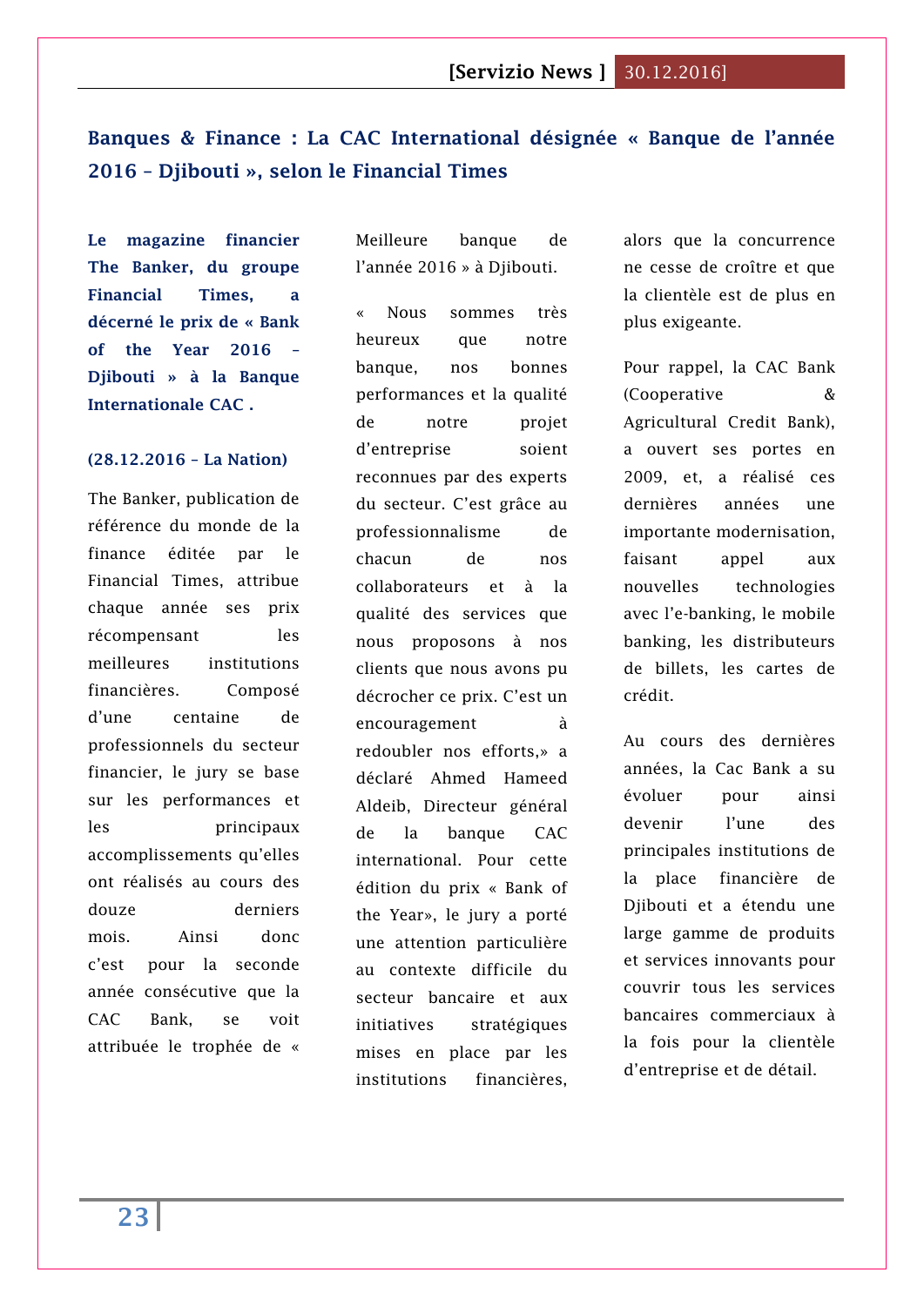## Banques & Finance : La CAC International désignée « Banque de l'année 2016 – Djibouti », selon le Financial Times

**Le magazine financier The Banker, du groupe Financial Times, a décerné le prix de « Bank of the Year 2016 – Djibouti » à la Banque Internationale CAC .**

**(28.12.2016 – La Nation)**

The Banker, publication de référence du monde de la finance éditée par le Financial Times, attribue chaque année ses prix récompensant les meilleures institutions financières. Composé d'une centaine de professionnels du secteur financier, le jury se base sur les performances et les principaux accomplissements qu'elles ont réalisés au cours des douze derniers mois. Ainsi donc c'est pour la seconde année consécutive que la CAC Bank, se voit attribuée le trophée de « Meilleure banque de l'année 2016 » à Djibouti.

« Nous sommes très heureux que notre banque, nos bonnes performances et la qualité de notre projet d'entreprise soient reconnues par des experts du secteur. C'est grâce au professionnalisme de chacun de nos collaborateurs et à la qualité des services que nous proposons à nos clients que nous avons pu décrocher ce prix. C'est un encouragement à redoubler nos efforts,» a déclaré Ahmed Hameed Aldeib, Directeur général de la banque CAC international. Pour cette édition du prix « Bank of the Year», le jury a porté une attention particulière au contexte difficile du secteur bancaire et aux initiatives stratégiques mises en place par les institutions financières, alors que la concurrence ne cesse de croître et que la clientèle est de plus en plus exigeante.

Pour rappel, la CAC Bank (Cooperative & Agricultural Credit Bank), a ouvert ses portes en 2009, et, a réalisé ces dernières années une importante modernisation, faisant appel aux nouvelles technologies avec l'e-banking, le mobile banking, les distributeurs de billets, les cartes de crédit.

Au cours des dernières années, la Cac Bank a su évoluer pour ainsi devenir l'une des principales institutions de la place financière de Djibouti et a étendu une large gamme de produits et services innovants pour couvrir tous les services bancaires commerciaux à la fois pour la clientèle d'entreprise et de détail.